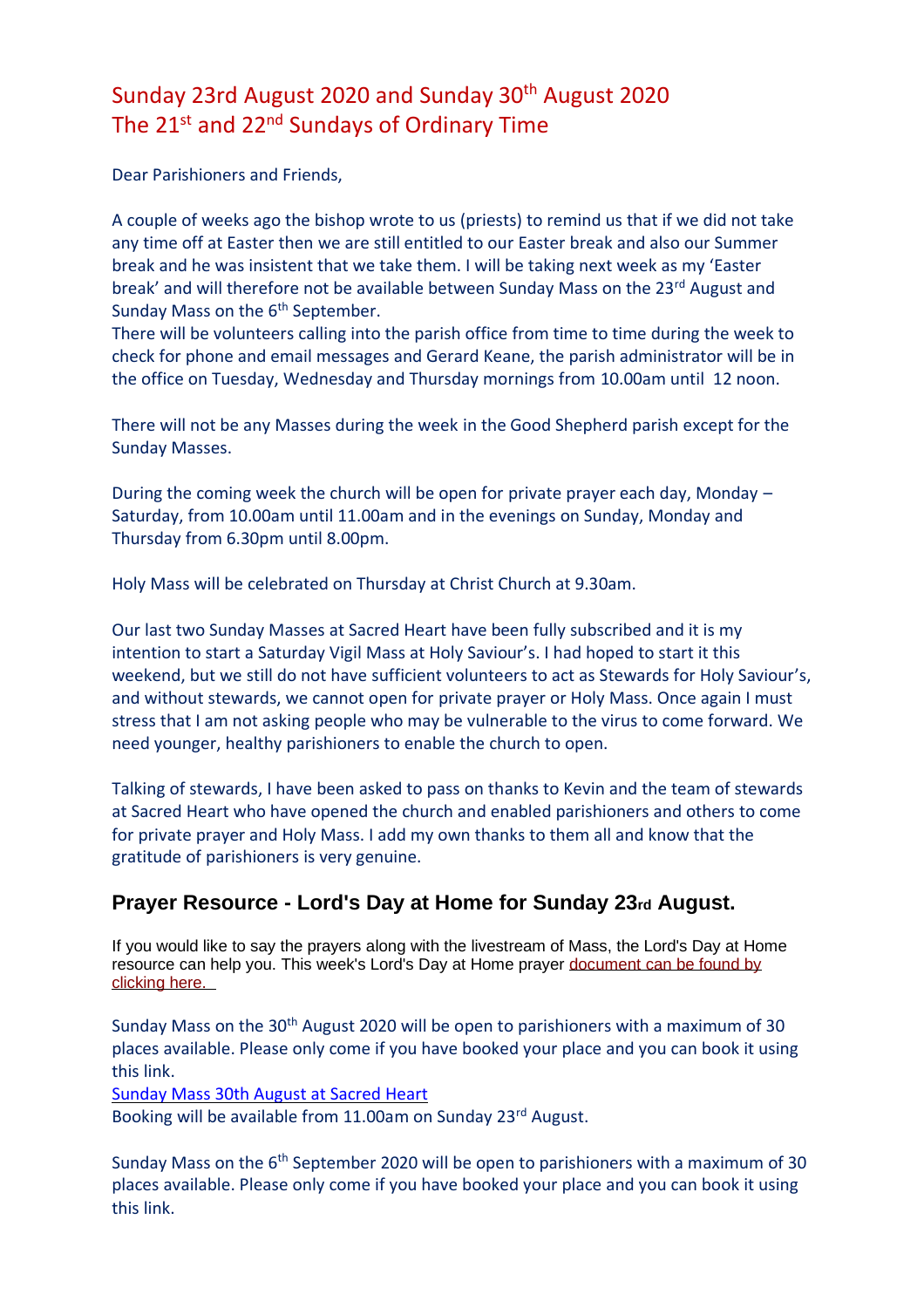# Sunday 23rd August 2020 and Sunday 30th August 2020
# The 21st and 22nd Sundays of Ordinary Time

Dear Parishioners and Friends,

A couple of weeks ago the bishop wrote to us (priests) to remind us that if we did not take any time off at Easter then we are still entitled to our Easter break and also our Summer break and he was insistent that we take them. I will be taking next week as my 'Easter break' and will therefore not be available between Sunday Mass on the 23rd August and Sunday Mass on the 6th September.
There will be volunteers calling into the parish office from time to time during the week to check for phone and email messages and Gerard Keane, the parish administrator will be in the office on Tuesday, Wednesday and Thursday mornings from 10.00am until 12 noon.

There will not be any Masses during the week in the Good Shepherd parish except for the Sunday Masses.

During the coming week the church will be open for private prayer each day, Monday – Saturday, from 10.00am until 11.00am and in the evenings on Sunday, Monday and Thursday from 6.30pm until 8.00pm.

Holy Mass will be celebrated on Thursday at Christ Church at 9.30am.

Our last two Sunday Masses at Sacred Heart have been fully subscribed and it is my intention to start a Saturday Vigil Mass at Holy Saviour's. I had hoped to start it this weekend, but we still do not have sufficient volunteers to act as Stewards for Holy Saviour's, and without stewards, we cannot open for private prayer or Holy Mass. Once again I must stress that I am not asking people who may be vulnerable to the virus to come forward. We need younger, healthy parishioners to enable the church to open.

Talking of stewards, I have been asked to pass on thanks to Kevin and the team of stewards at Sacred Heart who have opened the church and enabled parishioners and others to come for private prayer and Holy Mass. I add my own thanks to them all and know that the gratitude of parishioners is very genuine.

## Prayer Resource - Lord's Day at Home for Sunday 23rd August.

If you would like to say the prayers along with the livestream of Mass, the Lord's Day at Home resource can help you. This week's Lord's Day at Home prayer document can be found by clicking here.

Sunday Mass on the 30th August 2020 will be open to parishioners with a maximum of 30 places available. Please only come if you have booked your place and you can book it using this link.
Sunday Mass 30th August at Sacred Heart
Booking will be available from 11.00am on Sunday 23rd August.

Sunday Mass on the 6th September 2020 will be open to parishioners with a maximum of 30 places available. Please only come if you have booked your place and you can book it using this link.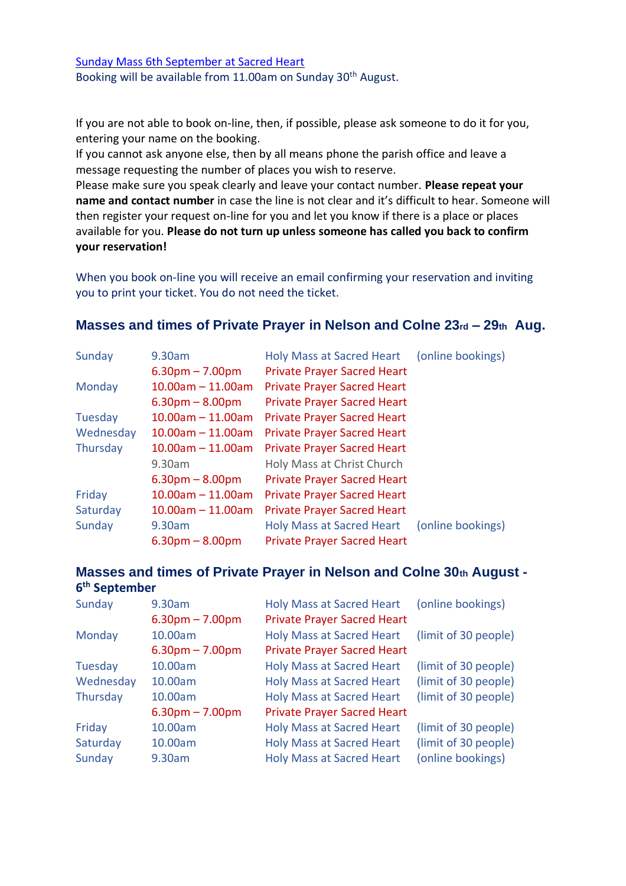Sunday Mass 6th September at Sacred Heart
Booking will be available from 11.00am on Sunday 30th August.

If you are not able to book on-line, then, if possible, please ask someone to do it for you, entering your name on the booking.
If you cannot ask anyone else, then by all means phone the parish office and leave a message requesting the number of places you wish to reserve.
Please make sure you speak clearly and leave your contact number. **Please repeat your name and contact number** in case the line is not clear and it's difficult to hear. Someone will then register your request on-line for you and let you know if there is a place or places available for you. **Please do not turn up unless someone has called you back to confirm your reservation!**

When you book on-line you will receive an email confirming your reservation and inviting you to print your ticket. You do not need the ticket.

## Masses and times of Private Prayer in Nelson and Colne 23rd – 29th Aug.

| | | | |
|---|---|---|---|
| Sunday | 9.30am | Holy Mass at Sacred Heart | (online bookings) |
| | 6.30pm – 7.00pm | Private Prayer Sacred Heart | |
| Monday | 10.00am – 11.00am | Private Prayer Sacred Heart | |
| | 6.30pm – 8.00pm | Private Prayer Sacred Heart | |
| Tuesday | 10.00am – 11.00am | Private Prayer Sacred Heart | |
| Wednesday | 10.00am – 11.00am | Private Prayer Sacred Heart | |
| Thursday | 10.00am – 11.00am | Private Prayer Sacred Heart | |
| | 9.30am | Holy Mass at Christ Church | |
| | 6.30pm – 8.00pm | Private Prayer Sacred Heart | |
| Friday | 10.00am – 11.00am | Private Prayer Sacred Heart | |
| Saturday | 10.00am – 11.00am | Private Prayer Sacred Heart | |
| Sunday | 9.30am | Holy Mass at Sacred Heart | (online bookings) |
| | 6.30pm – 8.00pm | Private Prayer Sacred Heart | |

## Masses and times of Private Prayer in Nelson and Colne 30th August - 6th September

| | | | |
|---|---|---|---|
| Sunday | 9.30am | Holy Mass at Sacred Heart | (online bookings) |
| | 6.30pm – 7.00pm | Private Prayer Sacred Heart | |
| Monday | 10.00am | Holy Mass at Sacred Heart | (limit of 30 people) |
| | 6.30pm – 7.00pm | Private Prayer Sacred Heart | |
| Tuesday | 10.00am | Holy Mass at Sacred Heart | (limit of 30 people) |
| Wednesday | 10.00am | Holy Mass at Sacred Heart | (limit of 30 people) |
| Thursday | 10.00am | Holy Mass at Sacred Heart | (limit of 30 people) |
| | 6.30pm – 7.00pm | Private Prayer Sacred Heart | |
| Friday | 10.00am | Holy Mass at Sacred Heart | (limit of 30 people) |
| Saturday | 10.00am | Holy Mass at Sacred Heart | (limit of 30 people) |
| Sunday | 9.30am | Holy Mass at Sacred Heart | (online bookings) |